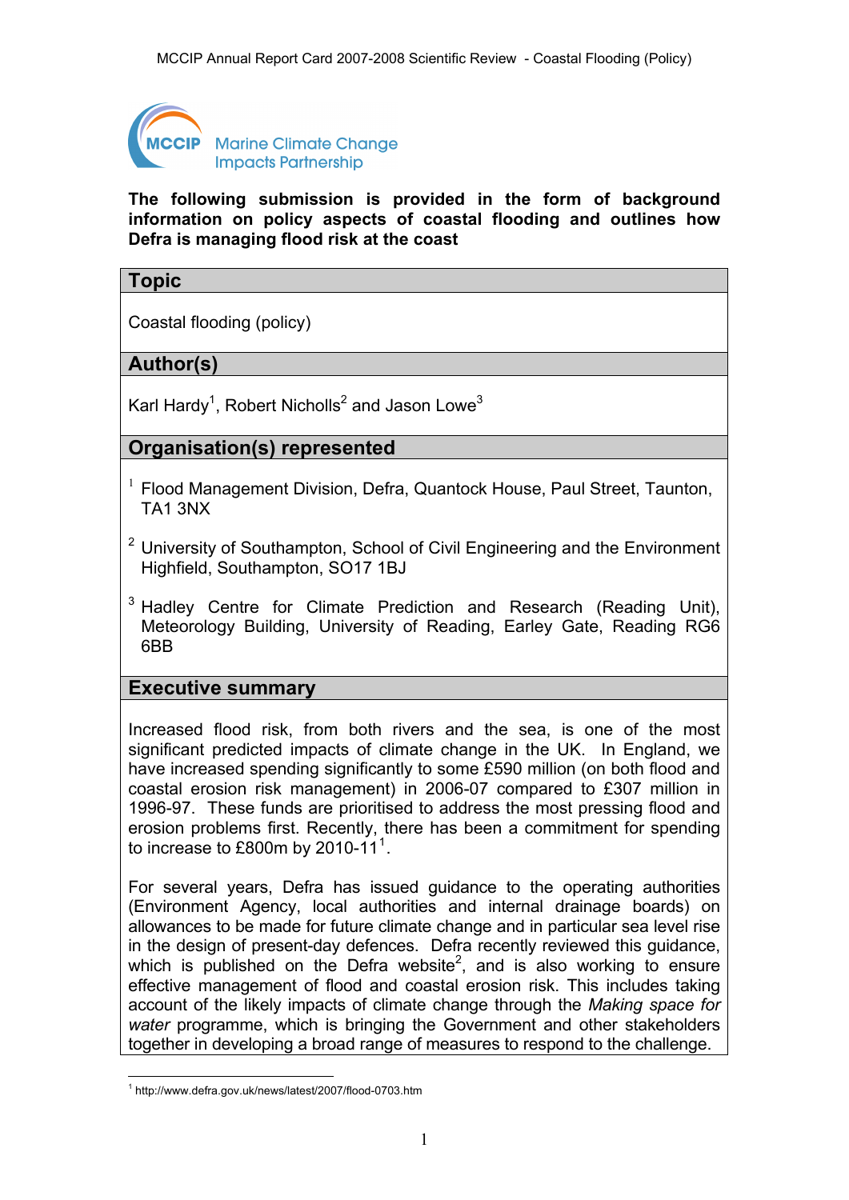**The following submission is provided in the form of background information on policy aspects of coastal flooding and outlines how Defra is managing flood risk at the coast**

## Topic

Coastal flooding (policy)

## Author(s)

Karl Hardy[1], Robert Nicholls[2] and Jason Lowe[3]

## Organisation(s) represented

[1] Flood Management Division, Defra, Quantock House, Paul Street, Taunton, TA1 3NX

[2] University of Southampton, School of Civil Engineering and the Environment Highfield, Southampton, SO17 1BJ

[3] Hadley Centre for Climate Prediction and Research (Reading Unit), Meteorology Building, University of Reading, Earley Gate, Reading RG6 6BB

## Executive summary

Increased flood risk, from both rivers and the sea, is one of the most significant predicted impacts of climate change in the UK. In England, we have increased spending significantly to some £590 million (on both flood and coastal erosion risk management) in 2006-07 compared to £307 million in 1996-97. These funds are prioritised to address the most pressing flood and erosion problems first. Recently, there has been a commitment for spending to increase to £800m by 2010-11[1].

For several years, Defra has issued guidance to the operating authorities (Environment Agency, local authorities and internal drainage boards) on allowances to be made for future climate change and in particular sea level rise in the design of present-day defences. Defra recently reviewed this guidance, which is published on the Defra website[2], and is also working to ensure effective management of flood and coastal erosion risk. This includes taking account of the likely impacts of climate change through the *Making space for water* programme, which is bringing the Government and other stakeholders together in developing a broad range of measures to respond to the challenge.

[1] http://www.defra.gov.uk/news/latest/2007/flood-0703.htm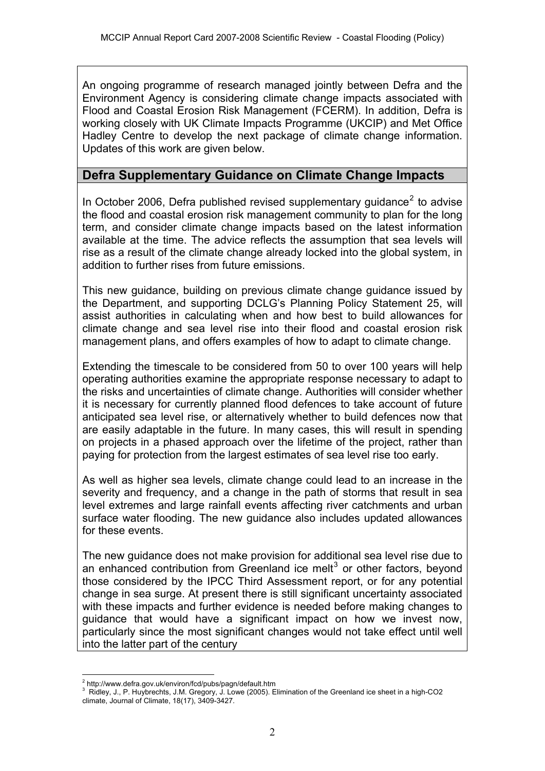An ongoing programme of research managed jointly between Defra and the Environment Agency is considering climate change impacts associated with Flood and Coastal Erosion Risk Management (FCERM). In addition, Defra is working closely with UK Climate Impacts Programme (UKCIP) and Met Office Hadley Centre to develop the next package of climate change information. Updates of this work are given below.

## Defra Supplementary Guidance on Climate Change Impacts

In October 2006, Defra published revised supplementary guidance[2] to advise the flood and coastal erosion risk management community to plan for the long term, and consider climate change impacts based on the latest information available at the time. The advice reflects the assumption that sea levels will rise as a result of the climate change already locked into the global system, in addition to further rises from future emissions.

This new guidance, building on previous climate change guidance issued by the Department, and supporting DCLG's Planning Policy Statement 25, will assist authorities in calculating when and how best to build allowances for climate change and sea level rise into their flood and coastal erosion risk management plans, and offers examples of how to adapt to climate change.

Extending the timescale to be considered from 50 to over 100 years will help operating authorities examine the appropriate response necessary to adapt to the risks and uncertainties of climate change. Authorities will consider whether it is necessary for currently planned flood defences to take account of future anticipated sea level rise, or alternatively whether to build defences now that are easily adaptable in the future. In many cases, this will result in spending on projects in a phased approach over the lifetime of the project, rather than paying for protection from the largest estimates of sea level rise too early.

As well as higher sea levels, climate change could lead to an increase in the severity and frequency, and a change in the path of storms that result in sea level extremes and large rainfall events affecting river catchments and urban surface water flooding. The new guidance also includes updated allowances for these events.

The new guidance does not make provision for additional sea level rise due to an enhanced contribution from Greenland ice melt[3] or other factors, beyond those considered by the IPCC Third Assessment report, or for any potential change in sea surge. At present there is still significant uncertainty associated with these impacts and further evidence is needed before making changes to guidance that would have a significant impact on how we invest now, particularly since the most significant changes would not take effect until well into the latter part of the century

---

[2] http://www.defra.gov.uk/environ/fcd/pubs/pagn/default.htm

[3] Ridley, J., P. Huybrechts, J.M. Gregory, J. Lowe (2005). Elimination of the Greenland ice sheet in a high-CO2 climate, Journal of Climate, 18(17), 3409-3427.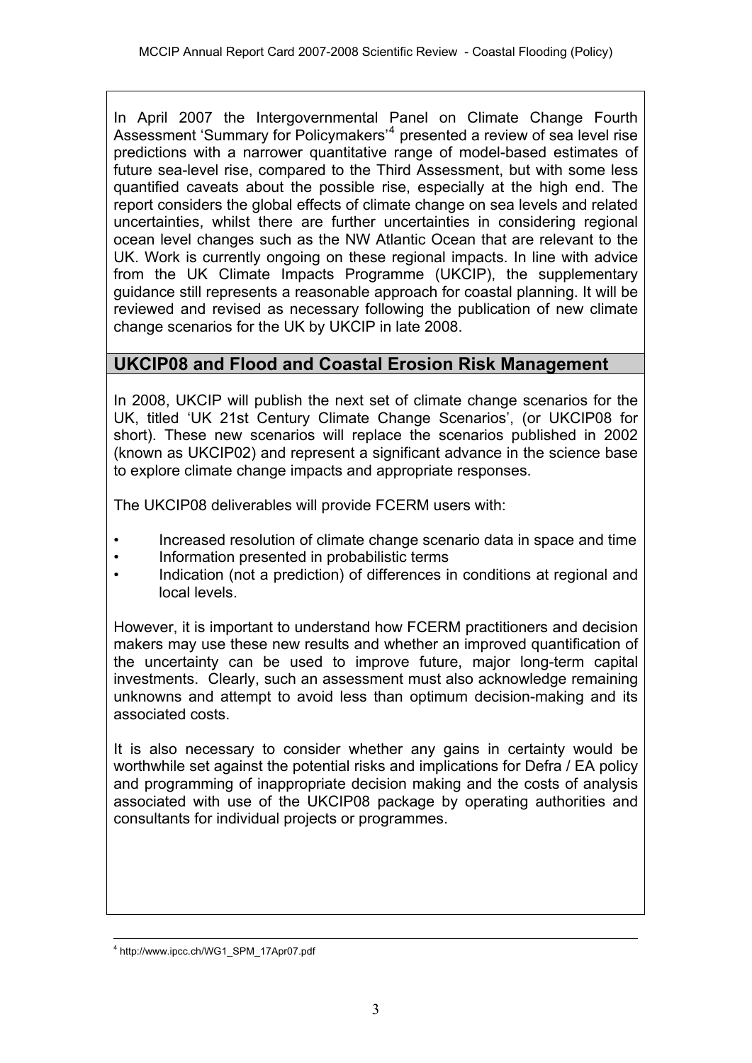In April 2007 the Intergovernmental Panel on Climate Change Fourth Assessment 'Summary for Policymakers'[4] presented a review of sea level rise predictions with a narrower quantitative range of model-based estimates of future sea-level rise, compared to the Third Assessment, but with some less quantified caveats about the possible rise, especially at the high end. The report considers the global effects of climate change on sea levels and related uncertainties, whilst there are further uncertainties in considering regional ocean level changes such as the NW Atlantic Ocean that are relevant to the UK. Work is currently ongoing on these regional impacts. In line with advice from the UK Climate Impacts Programme (UKCIP), the supplementary guidance still represents a reasonable approach for coastal planning. It will be reviewed and revised as necessary following the publication of new climate change scenarios for the UK by UKCIP in late 2008.

## UKCIP08 and Flood and Coastal Erosion Risk Management

In 2008, UKCIP will publish the next set of climate change scenarios for the UK, titled 'UK 21st Century Climate Change Scenarios', (or UKCIP08 for short). These new scenarios will replace the scenarios published in 2002 (known as UKCIP02) and represent a significant advance in the science base to explore climate change impacts and appropriate responses.

The UKCIP08 deliverables will provide FCERM users with:

- Increased resolution of climate change scenario data in space and time
- Information presented in probabilistic terms
- Indication (not a prediction) of differences in conditions at regional and local levels.

However, it is important to understand how FCERM practitioners and decision makers may use these new results and whether an improved quantification of the uncertainty can be used to improve future, major long-term capital investments. Clearly, such an assessment must also acknowledge remaining unknowns and attempt to avoid less than optimum decision-making and its associated costs.

It is also necessary to consider whether any gains in certainty would be worthwhile set against the potential risks and implications for Defra / EA policy and programming of inappropriate decision making and the costs of analysis associated with use of the UKCIP08 package by operating authorities and consultants for individual projects or programmes.

[4] http://www.ipcc.ch/WG1_SPM_17Apr07.pdf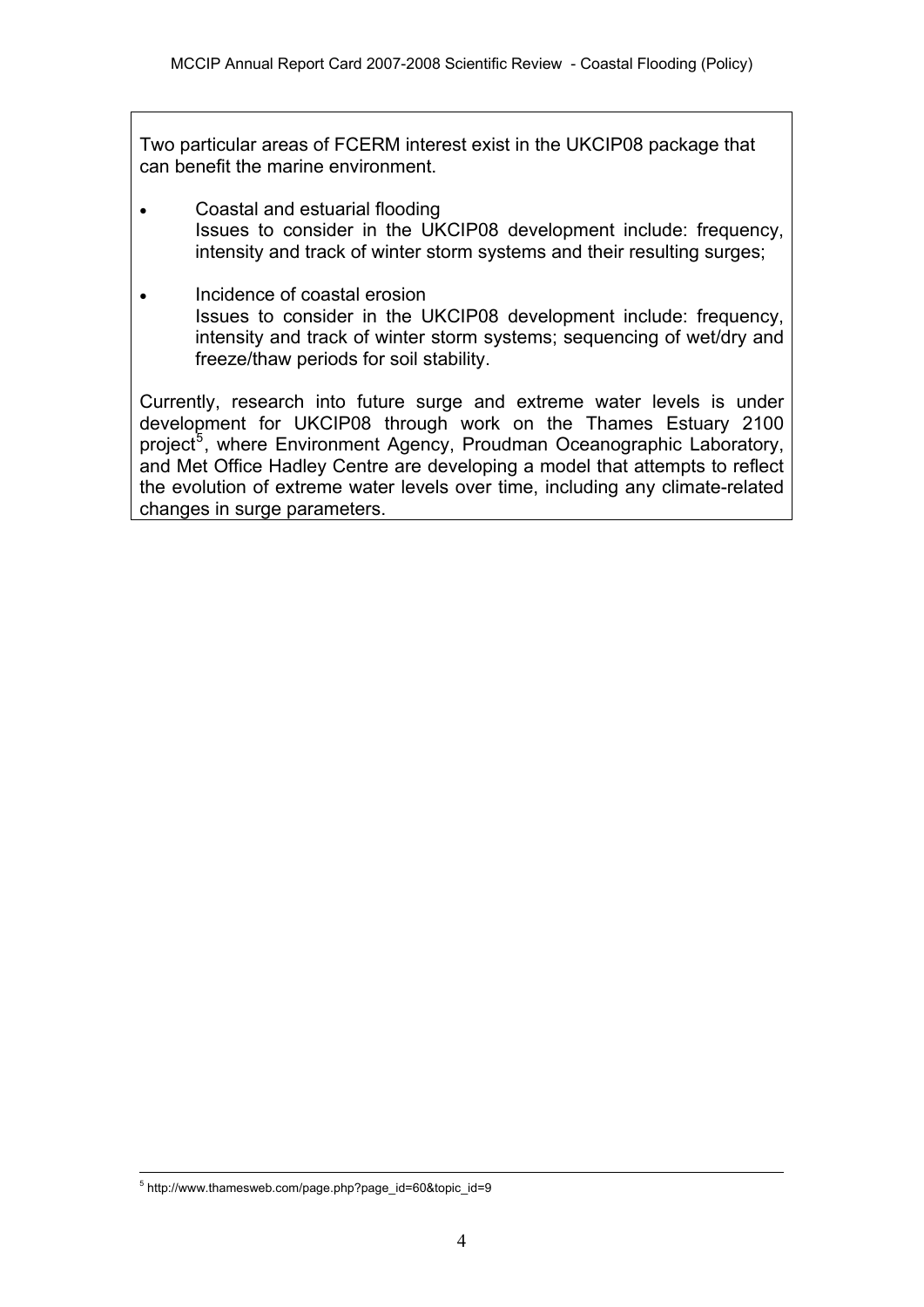Two particular areas of FCERM interest exist in the UKCIP08 package that can benefit the marine environment.

- Coastal and estuarial flooding
  Issues to consider in the UKCIP08 development include: frequency, intensity and track of winter storm systems and their resulting surges;

- Incidence of coastal erosion
  Issues to consider in the UKCIP08 development include: frequency, intensity and track of winter storm systems; sequencing of wet/dry and freeze/thaw periods for soil stability.

Currently, research into future surge and extreme water levels is under development for UKCIP08 through work on the Thames Estuary 2100 project[5], where Environment Agency, Proudman Oceanographic Laboratory, and Met Office Hadley Centre are developing a model that attempts to reflect the evolution of extreme water levels over time, including any climate-related changes in surge parameters.

[5] http://www.thamesweb.com/page.php?page_id=60&topic_id=9